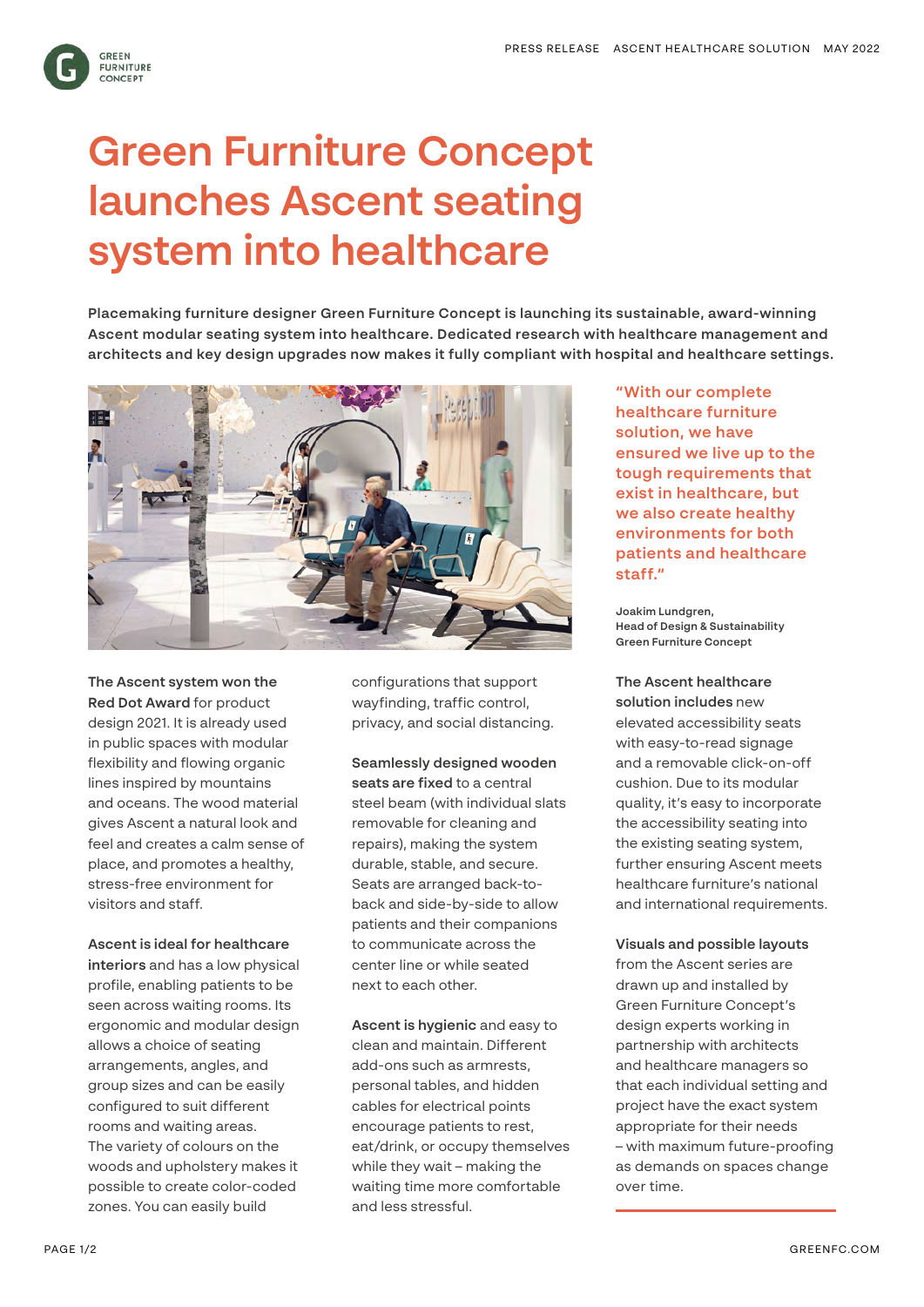# Green Furniture Concept launches Ascent seating system into healthcare

**Placemaking furniture designer Green Furniture Concept is launching its sustainable, award-winning Ascent modular seating system into healthcare. Dedicated research with healthcare management and architects and key design upgrades now makes it fully compliant with hospital and healthcare settings.**

"With our complete healthcare furniture solution, we have ensured we live up to the tough requirements that exist in healthcare, but we also create healthy environments for both patients and healthcare staff."

**Joakim Lundgren,**
**Head of Design & Sustainability**
**Green Furniture Concept**

**The Ascent system won the Red Dot Award** for product design 2021. It is already used in public spaces with modular flexibility and flowing organic lines inspired by mountains and oceans. The wood material gives Ascent a natural look and feel and creates a calm sense of place, and promotes a healthy, stress-free environment for visitors and staff.

**Ascent is ideal for healthcare interiors** and has a low physical profile, enabling patients to be seen across waiting rooms. Its ergonomic and modular design allows a choice of seating arrangements, angles, and group sizes and can be easily configured to suit different rooms and waiting areas. The variety of colours on the woods and upholstery makes it possible to create color-coded zones. You can easily build configurations that support wayfinding, traffic control, privacy, and social distancing.

**Seamlessly designed wooden seats are fixed** to a central steel beam (with individual slats removable for cleaning and repairs), making the system durable, stable, and secure. Seats are arranged back-to-back and side-by-side to allow patients and their companions to communicate across the center line or while seated next to each other.

**Ascent is hygienic** and easy to clean and maintain. Different add-ons such as armrests, personal tables, and hidden cables for electrical points encourage patients to rest, eat/drink, or occupy themselves while they wait – making the waiting time more comfortable and less stressful.

**The Ascent healthcare solution includes** new elevated accessibility seats with easy-to-read signage and a removable click-on-off cushion. Due to its modular quality, it's easy to incorporate the accessibility seating into the existing seating system, further ensuring Ascent meets healthcare furniture's national and international requirements.

**Visuals and possible layouts** from the Ascent series are drawn up and installed by Green Furniture Concept's design experts working in partnership with architects and healthcare managers so that each individual setting and project have the exact system appropriate for their needs – with maximum future-proofing as demands on spaces change over time.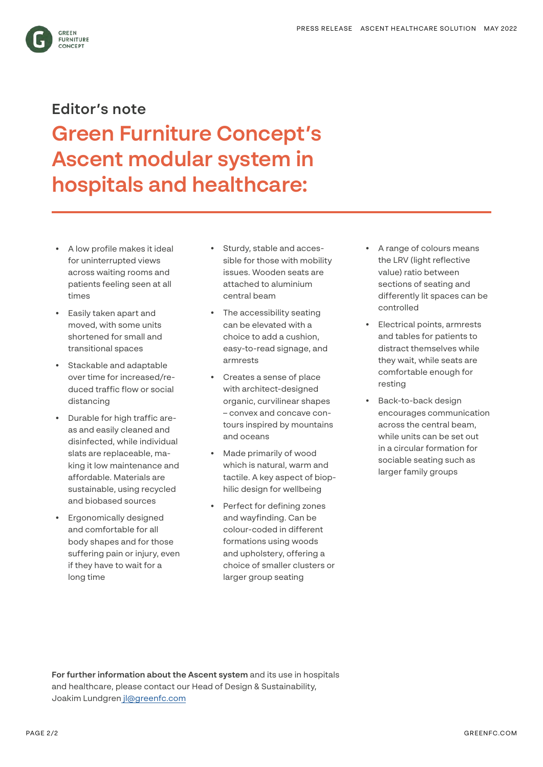## Editor’s note

# Green Furniture Concept’s Ascent modular system in hospitals and healthcare:

- A low profile makes it ideal for uninterrupted views across waiting rooms and patients feeling seen at all times
- Easily taken apart and moved, with some units shortened for small and transitional spaces
- Stackable and adaptable over time for increased/reduced traffic flow or social distancing
- Durable for high traffic areas and easily cleaned and disinfected, while individual slats are replaceable, making it low maintenance and affordable. Materials are sustainable, using recycled and biobased sources
- Ergonomically designed and comfortable for all body shapes and for those suffering pain or injury, even if they have to wait for a long time
- Sturdy, stable and accessible for those with mobility issues. Wooden seats are attached to aluminium central beam
- The accessibility seating can be elevated with a choice to add a cushion, easy-to-read signage, and armrests
- Creates a sense of place with architect-designed organic, curvilinear shapes – convex and concave contours inspired by mountains and oceans
- Made primarily of wood which is natural, warm and tactile. A key aspect of biophilic design for wellbeing
- Perfect for defining zones and wayfinding. Can be colour-coded in different formations using woods and upholstery, offering a choice of smaller clusters or larger group seating
- A range of colours means the LRV (light reflective value) ratio between sections of seating and differently lit spaces can be controlled
- Electrical points, armrests and tables for patients to distract themselves while they wait, while seats are comfortable enough for resting
- Back-to-back design encourages communication across the central beam, while units can be set out in a circular formation for sociable seating such as larger family groups

**For further information about the Ascent system** and its use in hospitals and healthcare, please contact our Head of Design & Sustainability, Joakim Lundgren jl@greenfc.com